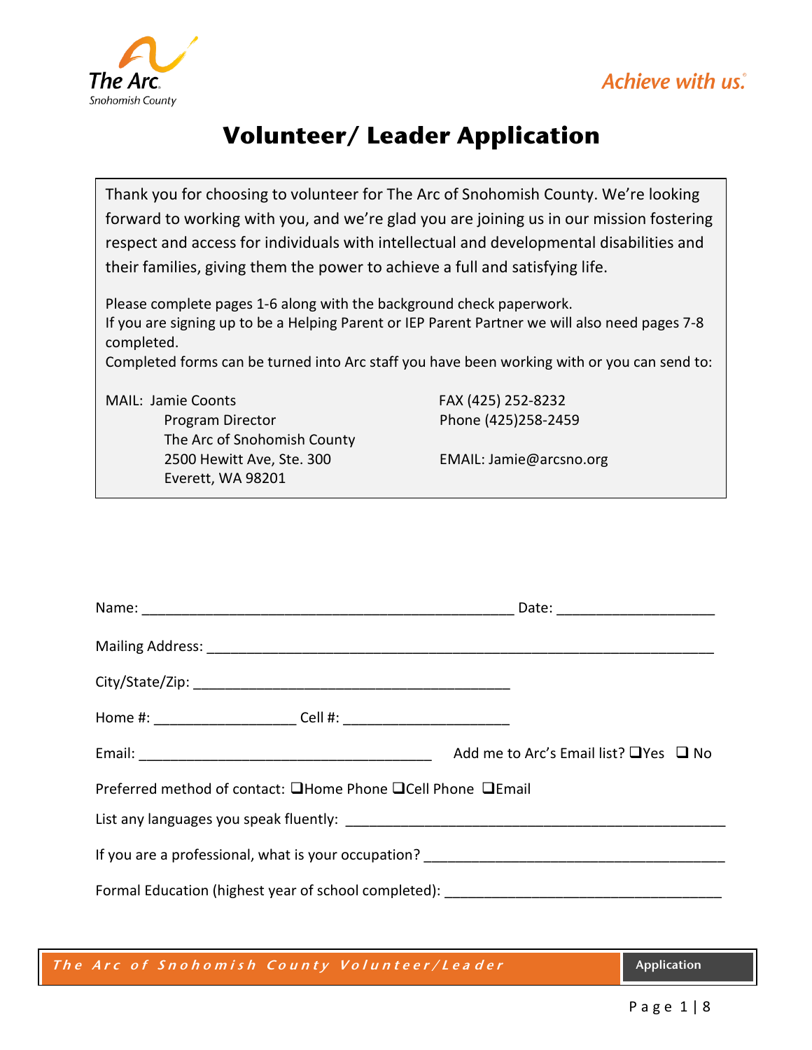The Arc.
Snohomish County

Achieve with us.

# Volunteer/ Leader Application

Thank you for choosing to volunteer for The Arc of Snohomish County. We're looking forward to working with you, and we're glad you are joining us in our mission fostering respect and access for individuals with intellectual and developmental disabilities and their families, giving them the power to achieve a full and satisfying life.

Please complete pages 1-6 along with the background check paperwork.
If you are signing up to be a Helping Parent or IEP Parent Partner we will also need pages 7-8 completed.
Completed forms can be turned into Arc staff you have been working with or you can send to:

MAIL: Jamie Coonts
Program Director
The Arc of Snohomish County
2500 Hewitt Ave, Ste. 300
Everett, WA 98201

FAX (425) 252-8232
Phone (425)258-2459

EMAIL: Jamie@arcsno.org

Name: _______________________________________________ Date: ____________________

Mailing Address: ________________________________________________________________

City/State/Zip: _________________________________________

Home #: __________________ Cell #: _____________________

Email: ______________________________________ Add me to Arc's Email list? ❑Yes ❑ No

Preferred method of contact: ❑Home Phone ❑Cell Phone ❑Email

List any languages you speak fluently: ________________________________________________

If you are a professional, what is your occupation? _____________________________________

Formal Education (highest year of school completed): ___________________________________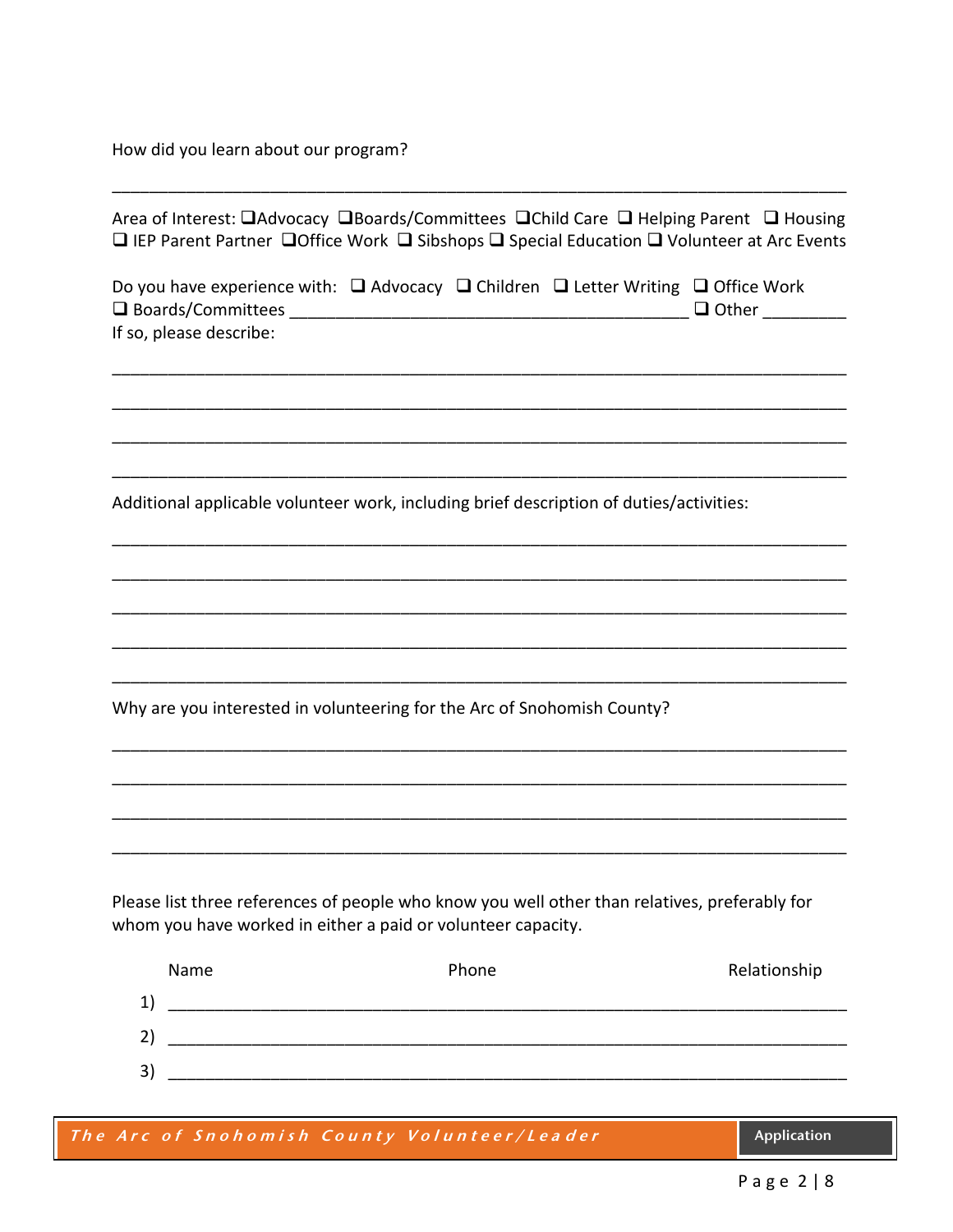How did you learn about our program?

\_\_\_\_\_\_\_\_\_\_\_\_\_\_\_\_\_\_\_\_\_\_\_\_\_\_\_\_\_\_\_\_\_\_\_\_\_\_\_\_\_\_\_\_\_\_\_\_\_\_\_\_\_\_\_\_\_\_\_\_\_\_\_\_\_\_\_\_\_\_\_\_

Area of Interest: ❑Advocacy ❑Boards/Committees ❑Child Care ❑ Helping Parent ❑ Housing ❑ IEP Parent Partner ❑Office Work ❑ Sibshops ❑ Special Education ❑ Volunteer at Arc Events

Do you have experience with: ❑ Advocacy ❑ Children ❑ Letter Writing ❑ Office Work ❑ Boards/Committees \_\_\_\_\_\_\_\_\_\_\_\_\_\_\_\_\_\_\_\_\_\_\_\_\_\_\_\_\_\_\_\_\_\_\_\_\_\_\_\_\_\_ ❑ Other \_\_\_\_\_\_\_\_\_
If so, please describe:

\_\_\_\_\_\_\_\_\_\_\_\_\_\_\_\_\_\_\_\_\_\_\_\_\_\_\_\_\_\_\_\_\_\_\_\_\_\_\_\_\_\_\_\_\_\_\_\_\_\_\_\_\_\_\_\_\_\_\_\_\_\_\_\_\_\_\_\_\_\_\_\_

\_\_\_\_\_\_\_\_\_\_\_\_\_\_\_\_\_\_\_\_\_\_\_\_\_\_\_\_\_\_\_\_\_\_\_\_\_\_\_\_\_\_\_\_\_\_\_\_\_\_\_\_\_\_\_\_\_\_\_\_\_\_\_\_\_\_\_\_\_\_\_\_

\_\_\_\_\_\_\_\_\_\_\_\_\_\_\_\_\_\_\_\_\_\_\_\_\_\_\_\_\_\_\_\_\_\_\_\_\_\_\_\_\_\_\_\_\_\_\_\_\_\_\_\_\_\_\_\_\_\_\_\_\_\_\_\_\_\_\_\_\_\_\_\_

\_\_\_\_\_\_\_\_\_\_\_\_\_\_\_\_\_\_\_\_\_\_\_\_\_\_\_\_\_\_\_\_\_\_\_\_\_\_\_\_\_\_\_\_\_\_\_\_\_\_\_\_\_\_\_\_\_\_\_\_\_\_\_\_\_\_\_\_\_\_\_\_

Additional applicable volunteer work, including brief description of duties/activities:

\_\_\_\_\_\_\_\_\_\_\_\_\_\_\_\_\_\_\_\_\_\_\_\_\_\_\_\_\_\_\_\_\_\_\_\_\_\_\_\_\_\_\_\_\_\_\_\_\_\_\_\_\_\_\_\_\_\_\_\_\_\_\_\_\_\_\_\_\_\_\_\_

\_\_\_\_\_\_\_\_\_\_\_\_\_\_\_\_\_\_\_\_\_\_\_\_\_\_\_\_\_\_\_\_\_\_\_\_\_\_\_\_\_\_\_\_\_\_\_\_\_\_\_\_\_\_\_\_\_\_\_\_\_\_\_\_\_\_\_\_\_\_\_\_

\_\_\_\_\_\_\_\_\_\_\_\_\_\_\_\_\_\_\_\_\_\_\_\_\_\_\_\_\_\_\_\_\_\_\_\_\_\_\_\_\_\_\_\_\_\_\_\_\_\_\_\_\_\_\_\_\_\_\_\_\_\_\_\_\_\_\_\_\_\_\_\_

\_\_\_\_\_\_\_\_\_\_\_\_\_\_\_\_\_\_\_\_\_\_\_\_\_\_\_\_\_\_\_\_\_\_\_\_\_\_\_\_\_\_\_\_\_\_\_\_\_\_\_\_\_\_\_\_\_\_\_\_\_\_\_\_\_\_\_\_\_\_\_\_

\_\_\_\_\_\_\_\_\_\_\_\_\_\_\_\_\_\_\_\_\_\_\_\_\_\_\_\_\_\_\_\_\_\_\_\_\_\_\_\_\_\_\_\_\_\_\_\_\_\_\_\_\_\_\_\_\_\_\_\_\_\_\_\_\_\_\_\_\_\_\_\_

Why are you interested in volunteering for the Arc of Snohomish County?

\_\_\_\_\_\_\_\_\_\_\_\_\_\_\_\_\_\_\_\_\_\_\_\_\_\_\_\_\_\_\_\_\_\_\_\_\_\_\_\_\_\_\_\_\_\_\_\_\_\_\_\_\_\_\_\_\_\_\_\_\_\_\_\_\_\_\_\_\_\_\_\_

\_\_\_\_\_\_\_\_\_\_\_\_\_\_\_\_\_\_\_\_\_\_\_\_\_\_\_\_\_\_\_\_\_\_\_\_\_\_\_\_\_\_\_\_\_\_\_\_\_\_\_\_\_\_\_\_\_\_\_\_\_\_\_\_\_\_\_\_\_\_\_\_

\_\_\_\_\_\_\_\_\_\_\_\_\_\_\_\_\_\_\_\_\_\_\_\_\_\_\_\_\_\_\_\_\_\_\_\_\_\_\_\_\_\_\_\_\_\_\_\_\_\_\_\_\_\_\_\_\_\_\_\_\_\_\_\_\_\_\_\_\_\_\_\_

\_\_\_\_\_\_\_\_\_\_\_\_\_\_\_\_\_\_\_\_\_\_\_\_\_\_\_\_\_\_\_\_\_\_\_\_\_\_\_\_\_\_\_\_\_\_\_\_\_\_\_\_\_\_\_\_\_\_\_\_\_\_\_\_\_\_\_\_\_\_\_\_

Please list three references of people who know you well other than relatives, preferably for whom you have worked in either a paid or volunteer capacity.

| | Name | Phone | Relationship |
|---|---|---|---|
| 1) | | | |
| 2) | | | |
| 3) | | | |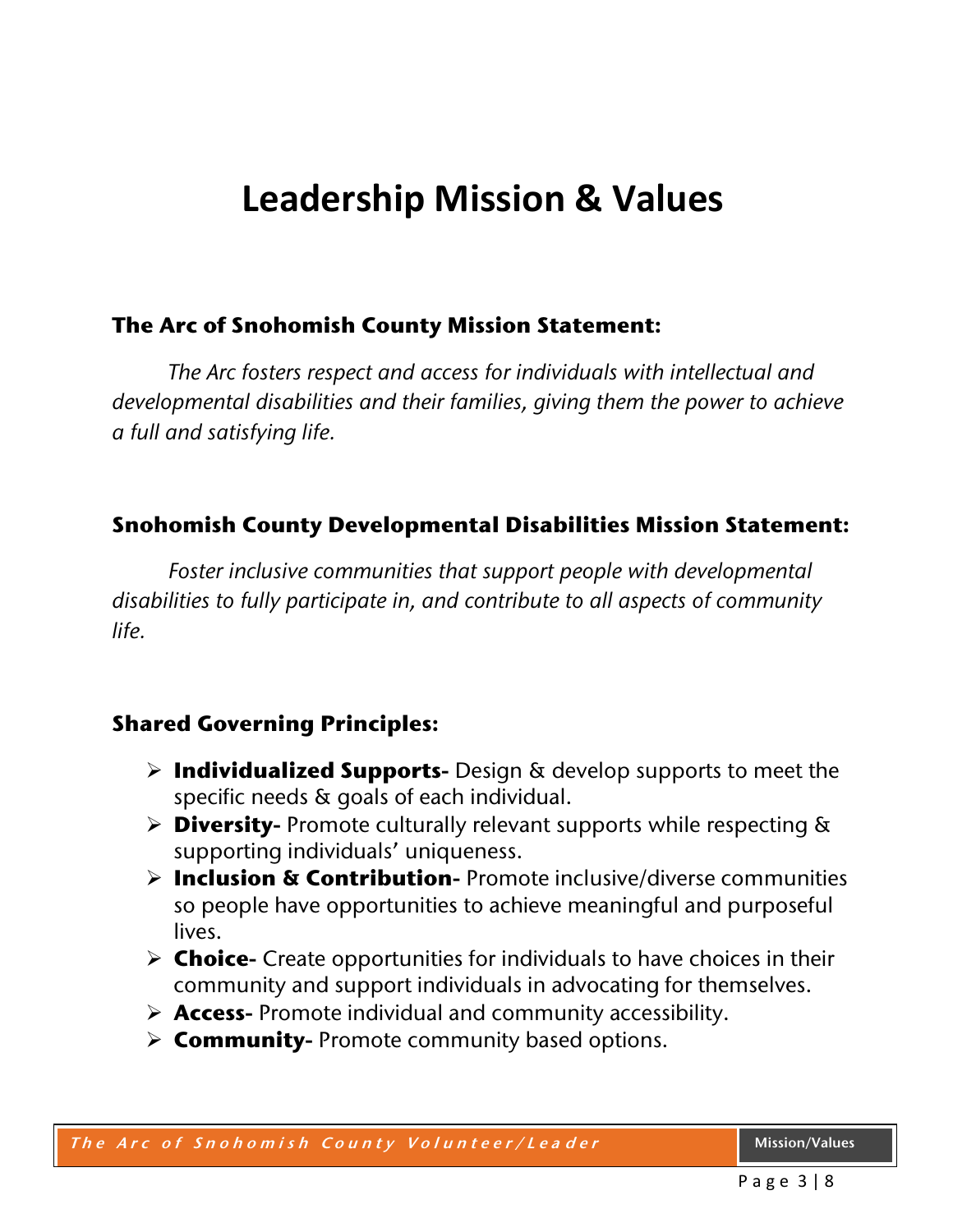# Leadership Mission & Values

### The Arc of Snohomish County Mission Statement:

*The Arc fosters respect and access for individuals with intellectual and developmental disabilities and their families, giving them the power to achieve a full and satisfying life.*

### Snohomish County Developmental Disabilities Mission Statement:

*Foster inclusive communities that support people with developmental disabilities to fully participate in, and contribute to all aspects of community life.*

### Shared Governing Principles:

- **Individualized Supports-** Design & develop supports to meet the specific needs & goals of each individual.
- **Diversity-** Promote culturally relevant supports while respecting & supporting individuals' uniqueness.
- **Inclusion & Contribution-** Promote inclusive/diverse communities so people have opportunities to achieve meaningful and purposeful lives.
- **Choice-** Create opportunities for individuals to have choices in their community and support individuals in advocating for themselves.
- **Access-** Promote individual and community accessibility.
- **Community-** Promote community based options.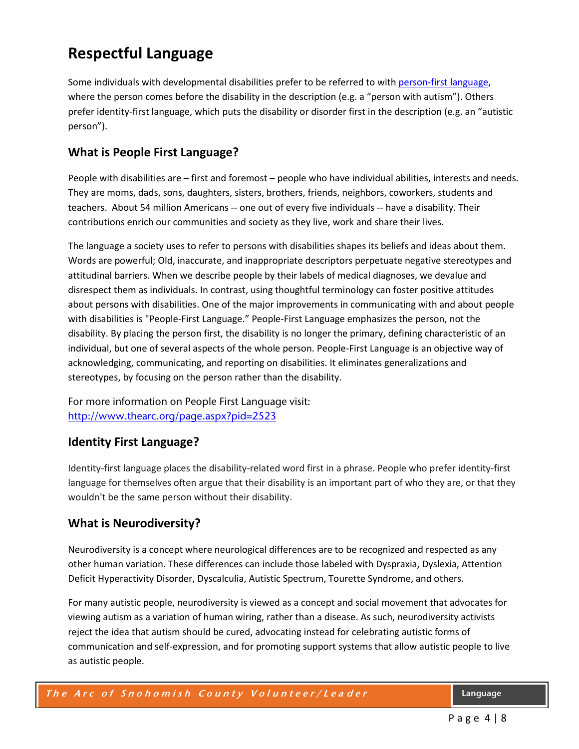# Respectful Language

Some individuals with developmental disabilities prefer to be referred to with [person-first language](), where the person comes before the disability in the description (e.g. a "person with autism"). Others prefer identity-first language, which puts the disability or disorder first in the description (e.g. an "autistic person").

## What is People First Language?

People with disabilities are – first and foremost – people who have individual abilities, interests and needs. They are moms, dads, sons, daughters, sisters, brothers, friends, neighbors, coworkers, students and teachers. About 54 million Americans -- one out of every five individuals -- have a disability. Their contributions enrich our communities and society as they live, work and share their lives.

The language a society uses to refer to persons with disabilities shapes its beliefs and ideas about them. Words are powerful; Old, inaccurate, and inappropriate descriptors perpetuate negative stereotypes and attitudinal barriers. When we describe people by their labels of medical diagnoses, we devalue and disrespect them as individuals. In contrast, using thoughtful terminology can foster positive attitudes about persons with disabilities. One of the major improvements in communicating with and about people with disabilities is "People-First Language." People-First Language emphasizes the person, not the disability. By placing the person first, the disability is no longer the primary, defining characteristic of an individual, but one of several aspects of the whole person. People-First Language is an objective way of acknowledging, communicating, and reporting on disabilities. It eliminates generalizations and stereotypes, by focusing on the person rather than the disability.

For more information on People First Language visit:
[http://www.thearc.org/page.aspx?pid=2523](http://www.thearc.org/page.aspx?pid=2523)

## Identity First Language?

Identity-first language places the disability-related word first in a phrase. People who prefer identity-first language for themselves often argue that their disability is an important part of who they are, or that they wouldn't be the same person without their disability.

## What is Neurodiversity?

Neurodiversity is a concept where neurological differences are to be recognized and respected as any other human variation. These differences can include those labeled with Dyspraxia, Dyslexia, Attention Deficit Hyperactivity Disorder, Dyscalculia, Autistic Spectrum, Tourette Syndrome, and others.

For many autistic people, neurodiversity is viewed as a concept and social movement that advocates for viewing autism as a variation of human wiring, rather than a disease. As such, neurodiversity activists reject the idea that autism should be cured, advocating instead for celebrating autistic forms of communication and self-expression, and for promoting support systems that allow autistic people to live as autistic people.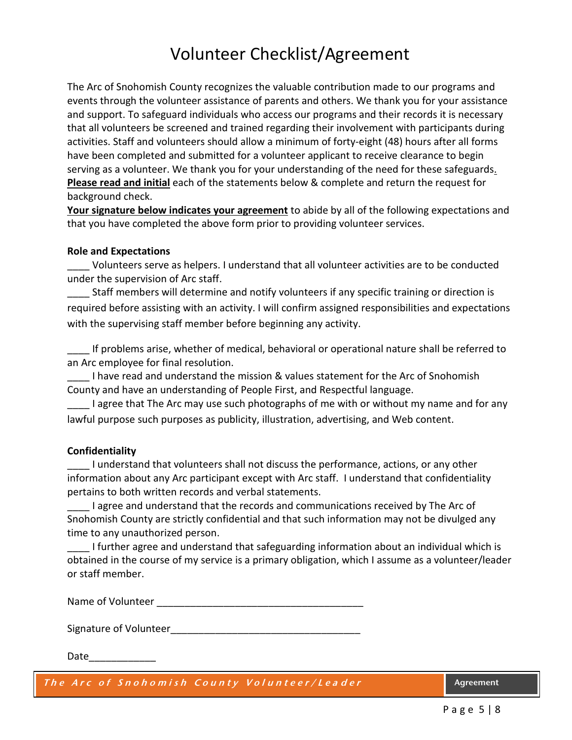# Volunteer Checklist/Agreement

The Arc of Snohomish County recognizes the valuable contribution made to our programs and events through the volunteer assistance of parents and others. We thank you for your assistance and support. To safeguard individuals who access our programs and their records it is necessary that all volunteers be screened and trained regarding their involvement with participants during activities. Staff and volunteers should allow a minimum of forty-eight (48) hours after all forms have been completed and submitted for a volunteer applicant to receive clearance to begin serving as a volunteer. We thank you for your understanding of the need for these safeguards. **Please read and initial** each of the statements below & complete and return the request for background check.

**Your signature below indicates your agreement** to abide by all of the following expectations and that you have completed the above form prior to providing volunteer services.

**Role and Expectations**

____ Volunteers serve as helpers. I understand that all volunteer activities are to be conducted under the supervision of Arc staff.

____ Staff members will determine and notify volunteers if any specific training or direction is required before assisting with an activity. I will confirm assigned responsibilities and expectations with the supervising staff member before beginning any activity.

____ If problems arise, whether of medical, behavioral or operational nature shall be referred to an Arc employee for final resolution.

____ I have read and understand the mission & values statement for the Arc of Snohomish County and have an understanding of People First, and Respectful language.

____ I agree that The Arc may use such photographs of me with or without my name and for any lawful purpose such purposes as publicity, illustration, advertising, and Web content.

**Confidentiality**

____ I understand that volunteers shall not discuss the performance, actions, or any other information about any Arc participant except with Arc staff. I understand that confidentiality pertains to both written records and verbal statements.

____ I agree and understand that the records and communications received by The Arc of Snohomish County are strictly confidential and that such information may not be divulged any time to any unauthorized person.

____ I further agree and understand that safeguarding information about an individual which is obtained in the course of my service is a primary obligation, which I assume as a volunteer/leader or staff member.

Name of Volunteer ______________________________________

Signature of Volunteer__________________________________

Date____________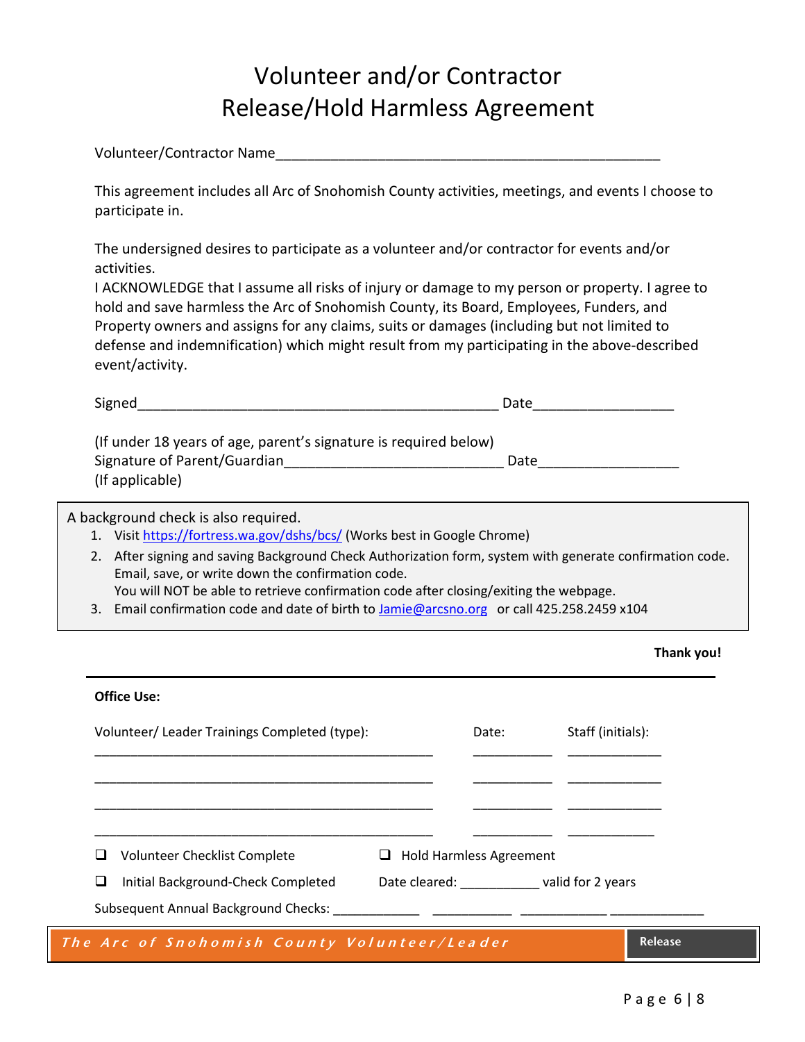# Volunteer and/or Contractor Release/Hold Harmless Agreement

Volunteer/Contractor Name_______________________________________________

This agreement includes all Arc of Snohomish County activities, meetings, and events I choose to participate in.

The undersigned desires to participate as a volunteer and/or contractor for events and/or activities.

I ACKNOWLEDGE that I assume all risks of injury or damage to my person or property. I agree to hold and save harmless the Arc of Snohomish County, its Board, Employees, Funders, and Property owners and assigns for any claims, suits or damages (including but not limited to defense and indemnification) which might result from my participating in the above-described event/activity.

Signed_____________________________________________ Date_________________

(If under 18 years of age, parent's signature is required below)
Signature of Parent/Guardian___________________________ Date_________________
(If applicable)

A background check is also required.

1. Visit https://fortress.wa.gov/dshs/bcs/ (Works best in Google Chrome)
2. After signing and saving Background Check Authorization form, system with generate confirmation code. Email, save, or write down the confirmation code.
   You will NOT be able to retrieve confirmation code after closing/exiting the webpage.
3. Email confirmation code and date of birth to Jamie@arcsno.org or call 425.258.2459 x104

**Thank you!**

---

**Office Use:**

| Volunteer/ Leader Trainings Completed (type): | Date: | Staff (initials): |
|---|---|---|
| _______________________________________ | __________ | ____________ |
| _______________________________________ | __________ | ____________ |
| _______________________________________ | __________ | ____________ |
| _______________________________________ | __________ | ____________ |

❑ Volunteer Checklist Complete ❑ Hold Harmless Agreement

❑ Initial Background-Check Completed Date cleared: __________ valid for 2 years

Subsequent Annual Background Checks: ___________ ___________ ___________ ___________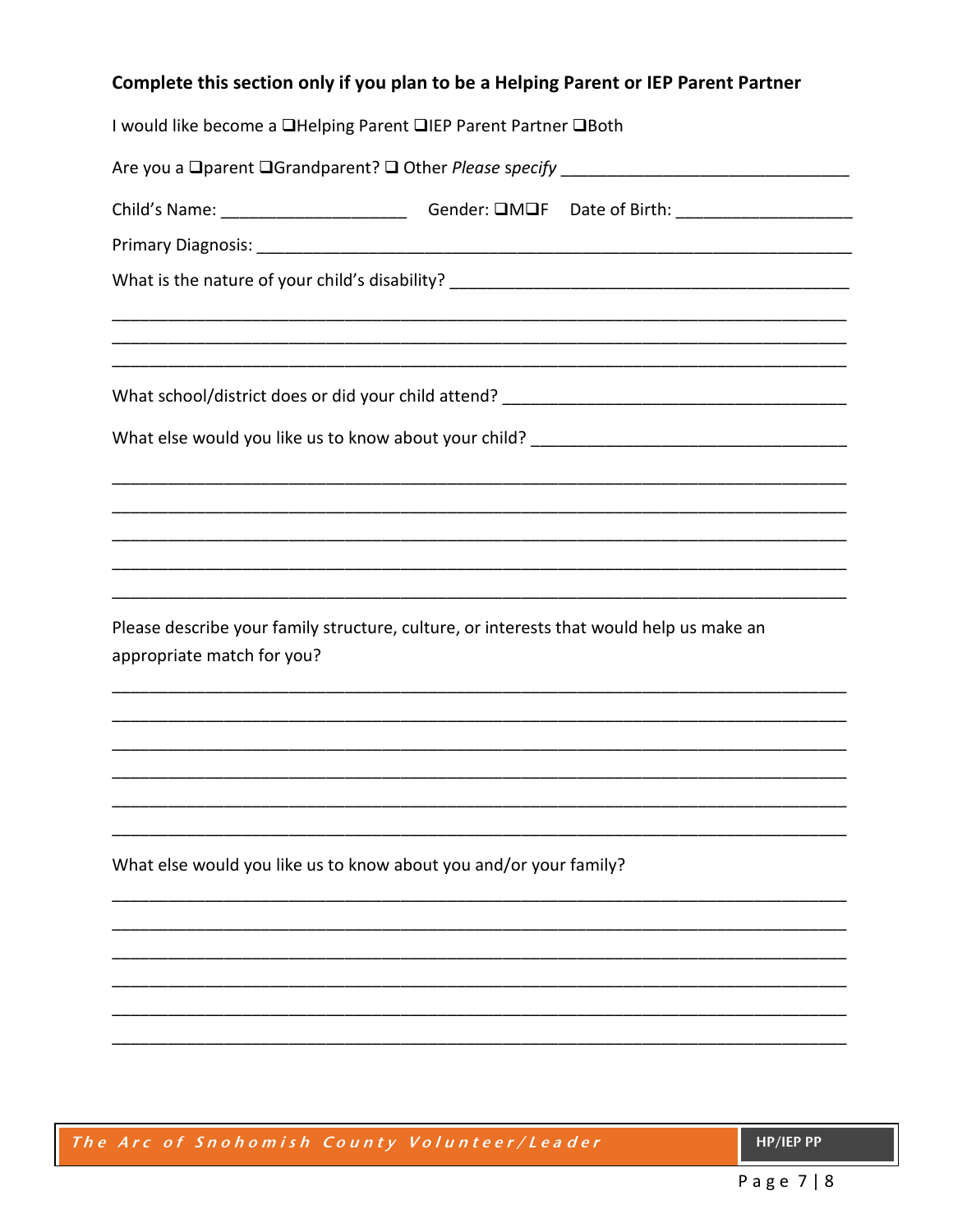**Complete this section only if you plan to be a Helping Parent or IEP Parent Partner**

I would like become a ❑Helping Parent ❑IEP Parent Partner ❑Both

Are you a ❑parent ❑Grandparent? ❑ Other *Please specify* _______________________________

Child's Name: ____________________ Gender: ❑M❑F Date of Birth: ___________________

Primary Diagnosis: _______________________________________________________________

What is the nature of your child's disability? ___________________________________________

_____________________________________________________________________________

_____________________________________________________________________________

_____________________________________________________________________________

What school/district does or did your child attend? ______________________________________

What else would you like us to know about your child? ___________________________________

_____________________________________________________________________________

_____________________________________________________________________________

_____________________________________________________________________________

_____________________________________________________________________________

_____________________________________________________________________________

Please describe your family structure, culture, or interests that would help us make an appropriate match for you?

_____________________________________________________________________________

_____________________________________________________________________________

_____________________________________________________________________________

_____________________________________________________________________________

_____________________________________________________________________________

_____________________________________________________________________________

What else would you like us to know about you and/or your family?

_____________________________________________________________________________

_____________________________________________________________________________

_____________________________________________________________________________

_____________________________________________________________________________

_____________________________________________________________________________

_____________________________________________________________________________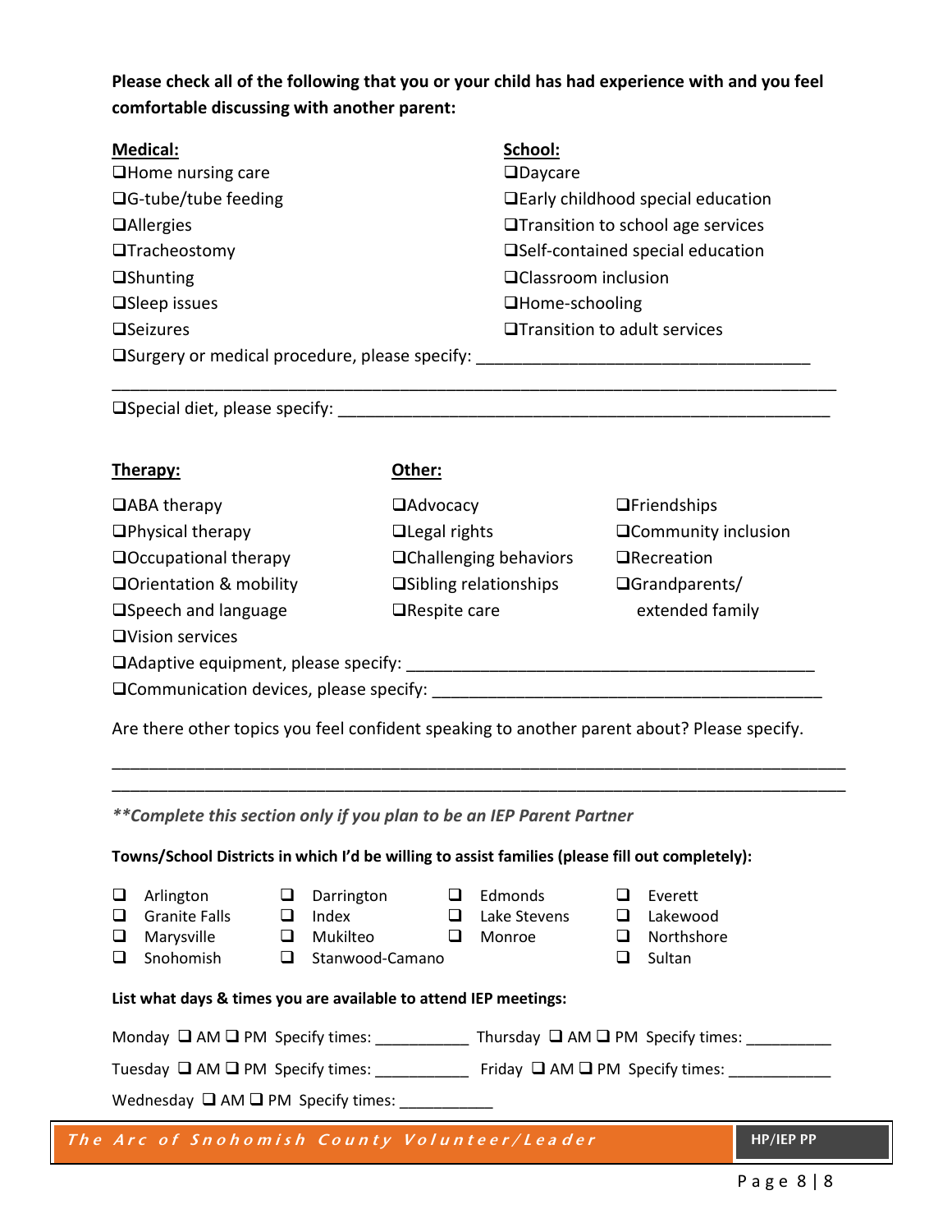**Please check all of the following that you or your child has had experience with and you feel comfortable discussing with another parent:**

**Medical:**

- ❑Home nursing care
- ❑G-tube/tube feeding
- ❑Allergies
- ❑Tracheostomy
- ❑Shunting
- ❑Sleep issues
- ❑Seizures
- ❑Surgery or medical procedure, please specify: ______________________________________ ________________________________________________________________________________
- ❑Special diet, please specify: _______________________________________________________

**School:**

- ❑Daycare
- ❑Early childhood special education
- ❑Transition to school age services
- ❑Self-contained special education
- ❑Classroom inclusion
- ❑Home-schooling
- ❑Transition to adult services

**Therapy:**

- ❑ABA therapy
- ❑Physical therapy
- ❑Occupational therapy
- ❑Orientation & mobility
- ❑Speech and language
- ❑Vision services
- ❑Adaptive equipment, please specify: ____________________________________________
- ❑Communication devices, please specify: __________________________________________

**Other:**

- ❑Advocacy
- ❑Legal rights
- ❑Challenging behaviors
- ❑Sibling relationships
- ❑Respite care
- ❑Friendships
- ❑Community inclusion
- ❑Recreation
- ❑Grandparents/ extended family

Are there other topics you feel confident speaking to another parent about? Please specify.

________________________________________________________________________________
________________________________________________________________________________

***\*\*Complete this section only if you plan to be an IEP Parent Partner***

**Towns/School Districts in which I'd be willing to assist families (please fill out completely):**

| | | | |
|---|---|---|---|
| ❑ Arlington | ❑ Darrington | ❑ Edmonds | ❑ Everett |
| ❑ Granite Falls | ❑ Index | ❑ Lake Stevens | ❑ Lakewood |
| ❑ Marysville | ❑ Mukilteo | ❑ Monroe | ❑ Northshore |
| ❑ Snohomish | ❑ Stanwood-Camano | | ❑ Sultan |

**List what days & times you are available to attend IEP meetings:**

Monday ❑ AM ❑ PM Specify times: ___________ Thursday ❑ AM ❑ PM Specify times: __________

Tuesday ❑ AM ❑ PM Specify times: ___________ Friday ❑ AM ❑ PM Specify times: ____________

Wednesday ❑ AM ❑ PM Specify times: ___________